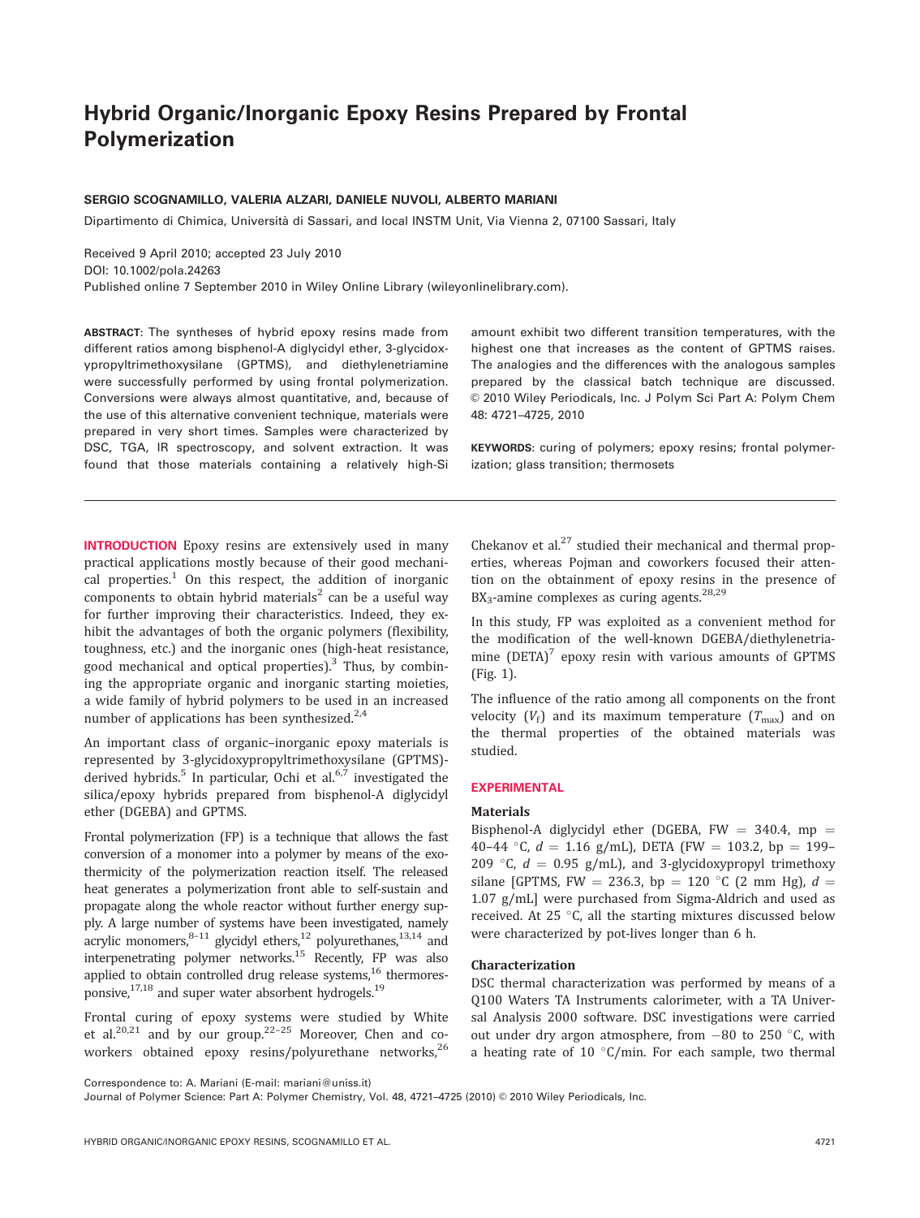# Hybrid Organic/Inorganic Epoxy Resins Prepared by Frontal Polymerization

**SERGIO SCOGNAMILLO, VALERIA ALZARI, DANIELE NUVOLI, ALBERTO MARIANI**

Dipartimento di Chimica, Università di Sassari, and local INSTM Unit, Via Vienna 2, 07100 Sassari, Italy

Received 9 April 2010; accepted 23 July 2010
DOI: 10.1002/pola.24263
Published online 7 September 2010 in Wiley Online Library (wileyonlinelibrary.com).

**ABSTRACT**: The syntheses of hybrid epoxy resins made from different ratios among bisphenol-A diglycidyl ether, 3-glycidoxypropyltrimethoxysilane (GPTMS), and diethylenetriamine were successfully performed by using frontal polymerization. Conversions were always almost quantitative, and, because of the use of this alternative convenient technique, materials were prepared in very short times. Samples were characterized by DSC, TGA, IR spectroscopy, and solvent extraction. It was found that those materials containing a relatively high-Si amount exhibit two different transition temperatures, with the highest one that increases as the content of GPTMS raises. The analogies and the differences with the analogous samples prepared by the classical batch technique are discussed. © 2010 Wiley Periodicals, Inc. J Polym Sci Part A: Polym Chem 48: 4721–4725, 2010

**KEYWORDS**: curing of polymers; epoxy resins; frontal polymerization; glass transition; thermosets

**INTRODUCTION** Epoxy resins are extensively used in many practical applications mostly because of their good mechanical properties.[1] On this respect, the addition of inorganic components to obtain hybrid materials[2] can be a useful way for further improving their characteristics. Indeed, they exhibit the advantages of both the organic polymers (flexibility, toughness, etc.) and the inorganic ones (high-heat resistance, good mechanical and optical properties).[3] Thus, by combining the appropriate organic and inorganic starting moieties, a wide family of hybrid polymers to be used in an increased number of applications has been synthesized.[2,4]

An important class of organic–inorganic epoxy materials is represented by 3-glycidoxypropyltrimethoxysilane (GPTMS)-derived hybrids.[5] In particular, Ochi et al.[6,7] investigated the silica/epoxy hybrids prepared from bisphenol-A diglycidyl ether (DGEBA) and GPTMS.

Frontal polymerization (FP) is a technique that allows the fast conversion of a monomer into a polymer by means of the exothermicity of the polymerization reaction itself. The released heat generates a polymerization front able to self-sustain and propagate along the whole reactor without further energy supply. A large number of systems have been investigated, namely acrylic monomers,[8–11] glycidyl ethers,[12] polyurethanes,[13,14] and interpenetrating polymer networks.[15] Recently, FP was also applied to obtain controlled drug release systems,[16] thermoresponsive,[17,18] and super water absorbent hydrogels.[19]

Frontal curing of epoxy systems were studied by White et al.[20,21] and by our group.[22–25] Moreover, Chen and coworkers obtained epoxy resins/polyurethane networks,[26] Chekanov et al.[27] studied their mechanical and thermal properties, whereas Pojman and coworkers focused their attention on the obtainment of epoxy resins in the presence of $BX_3$-amine complexes as curing agents.[28,29]

In this study, FP was exploited as a convenient method for the modification of the well-known DGEBA/diethylenetriamine (DETA)[7] epoxy resin with various amounts of GPTMS (Fig. 1).

The influence of the ratio among all components on the front velocity ($V_f$) and its maximum temperature ($T_{max}$) and on the thermal properties of the obtained materials was studied.

## EXPERIMENTAL

### Materials

Bisphenol-A diglycidyl ether (DGEBA, FW = 340.4, mp = 40–44 °C, $d$ = 1.16 g/mL), DETA (FW = 103.2, bp = 199–209 °C, $d$ = 0.95 g/mL), and 3-glycidoxypropyl trimethoxy silane [GPTMS, FW = 236.3, bp = 120 °C (2 mm Hg), $d$ = 1.07 g/mL] were purchased from Sigma-Aldrich and used as received. At 25 °C, all the starting mixtures discussed below were characterized by pot-lives longer than 6 h.

### Characterization

DSC thermal characterization was performed by means of a Q100 Waters TA Instruments calorimeter, with a TA Universal Analysis 2000 software. DSC investigations were carried out under dry argon atmosphere, from −80 to 250 °C, with a heating rate of 10 °C/min. For each sample, two thermal

Correspondence to: A. Mariani (E-mail: mariani@uniss.it)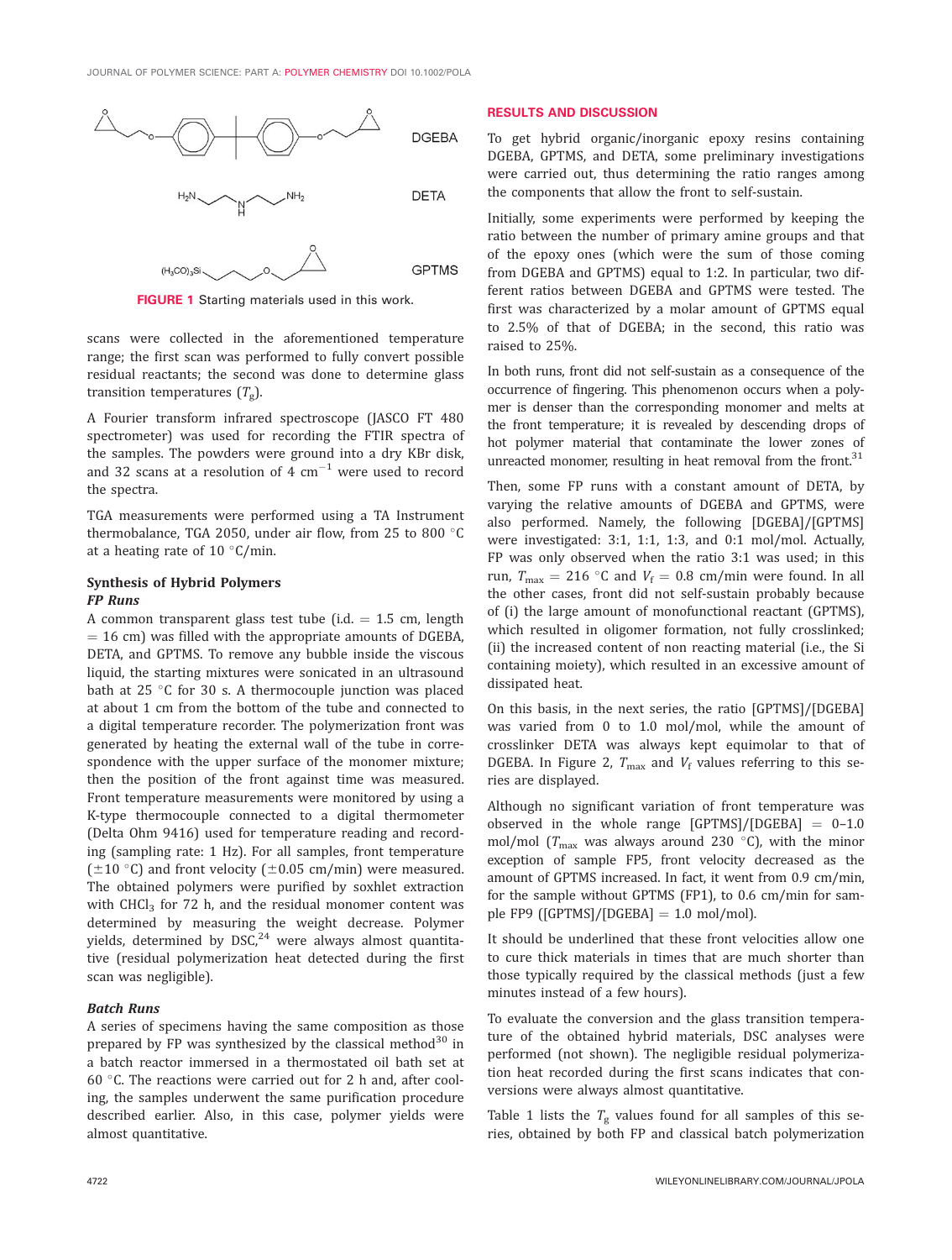DGEBA

DETA

GPTMS

**FIGURE 1** Starting materials used in this work.

scans were collected in the aforementioned temperature range; the first scan was performed to fully convert possible residual reactants; the second was done to determine glass transition temperatures ($T_g$).

A Fourier transform infrared spectroscope (JASCO FT 480 spectrometer) was used for recording the FTIR spectra of the samples. The powders were ground into a dry KBr disk, and 32 scans at a resolution of 4 $cm^{-1}$ were used to record the spectra.

TGA measurements were performed using a TA Instrument thermobalance, TGA 2050, under air flow, from 25 to 800 °C at a heating rate of 10 °C/min.

### Synthesis of Hybrid Polymers

#### *FP Runs*

A common transparent glass test tube (i.d. = 1.5 cm, length = 16 cm) was filled with the appropriate amounts of DGEBA, DETA, and GPTMS. To remove any bubble inside the viscous liquid, the starting mixtures were sonicated in an ultrasound bath at 25 °C for 30 s. A thermocouple junction was placed at about 1 cm from the bottom of the tube and connected to a digital temperature recorder. The polymerization front was generated by heating the external wall of the tube in correspondence with the upper surface of the monomer mixture; then the position of the front against time was measured. Front temperature measurements were monitored by using a K-type thermocouple connected to a digital thermometer (Delta Ohm 9416) used for temperature reading and recording (sampling rate: 1 Hz). For all samples, front temperature (±10 °C) and front velocity (±0.05 cm/min) were measured. The obtained polymers were purified by soxhlet extraction with $CHCl_3$ for 72 h, and the residual monomer content was determined by measuring the weight decrease. Polymer yields, determined by DSC,[24] were always almost quantitative (residual polymerization heat detected during the first scan was negligible).

#### *Batch Runs*

A series of specimens having the same composition as those prepared by FP was synthesized by the classical method[30] in a batch reactor immersed in a thermostated oil bath set at 60 °C. The reactions were carried out for 2 h and, after cooling, the samples underwent the same purification procedure described earlier. Also, in this case, polymer yields were almost quantitative.

## RESULTS AND DISCUSSION

To get hybrid organic/inorganic epoxy resins containing DGEBA, GPTMS, and DETA, some preliminary investigations were carried out, thus determining the ratio ranges among the components that allow the front to self-sustain.

Initially, some experiments were performed by keeping the ratio between the number of primary amine groups and that of the epoxy ones (which were the sum of those coming from DGEBA and GPTMS) equal to 1:2. In particular, two different ratios between DGEBA and GPTMS were tested. The first was characterized by a molar amount of GPTMS equal to 2.5% of that of DGEBA; in the second, this ratio was raised to 25%.

In both runs, front did not self-sustain as a consequence of the occurrence of fingering. This phenomenon occurs when a polymer is denser than the corresponding monomer and melts at the front temperature; it is revealed by descending drops of hot polymer material that contaminate the lower zones of unreacted monomer, resulting in heat removal from the front.[31]

Then, some FP runs with a constant amount of DETA, by varying the relative amounts of DGEBA and GPTMS, were also performed. Namely, the following [DGEBA]/[GPTMS] were investigated: 3:1, 1:1, 1:3, and 0:1 mol/mol. Actually, FP was only observed when the ratio 3:1 was used; in this run, $T_{max}$ = 216 °C and $V_f$ = 0.8 cm/min were found. In all the other cases, front did not self-sustain probably because of (i) the large amount of monofunctional reactant (GPTMS), which resulted in oligomer formation, not fully crosslinked; (ii) the increased content of non reacting material (i.e., the Si containing moiety), which resulted in an excessive amount of dissipated heat.

On this basis, in the next series, the ratio [GPTMS]/[DGEBA] was varied from 0 to 1.0 mol/mol, while the amount of crosslinker DETA was always kept equimolar to that of DGEBA. In Figure 2, $T_{max}$ and $V_f$ values referring to this series are displayed.

Although no significant variation of front temperature was observed in the whole range [GPTMS]/[DGEBA] = 0–1.0 mol/mol ($T_{max}$ was always around 230 °C), with the minor exception of sample FP5, front velocity decreased as the amount of GPTMS increased. In fact, it went from 0.9 cm/min, for the sample without GPTMS (FP1), to 0.6 cm/min for sample FP9 ([GPTMS]/[DGEBA] = 1.0 mol/mol).

It should be underlined that these front velocities allow one to cure thick materials in times that are much shorter than those typically required by the classical methods (just a few minutes instead of a few hours).

To evaluate the conversion and the glass transition temperature of the obtained hybrid materials, DSC analyses were performed (not shown). The negligible residual polymerization heat recorded during the first scans indicates that conversions were always almost quantitative.

Table 1 lists the $T_g$ values found for all samples of this series, obtained by both FP and classical batch polymerization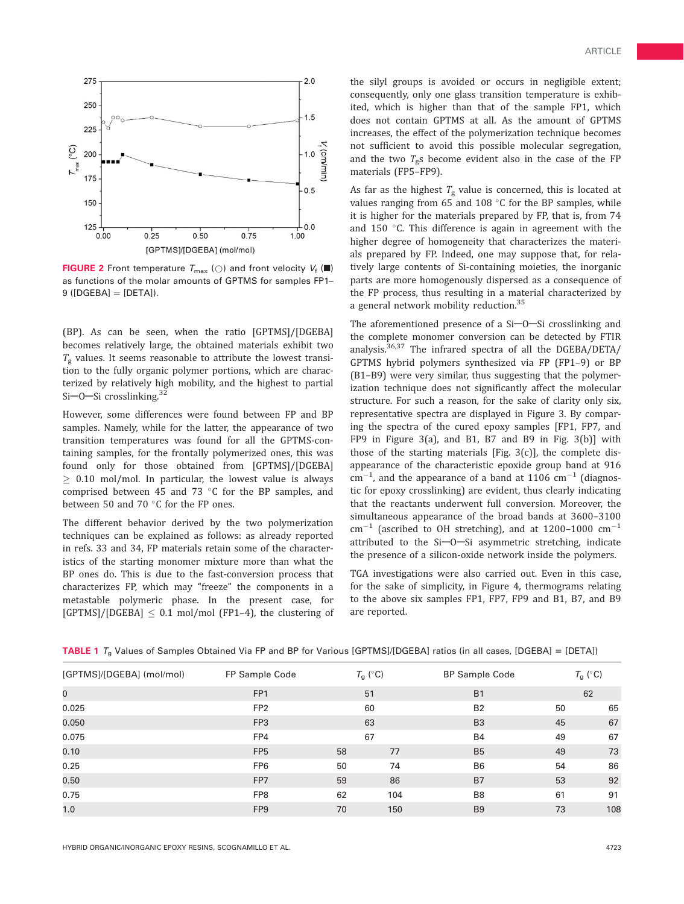FIGURE 2 Front temperature $T_{max}$ (○) and front velocity $V_f$ (■) as functions of the molar amounts of GPTMS for samples FP1–9 ([DGEBA] = [DETA]).

(BP). As can be seen, when the ratio [GPTMS]/[DGEBA] becomes relatively large, the obtained materials exhibit two $T_g$ values. It seems reasonable to attribute the lowest transition to the fully organic polymer portions, which are characterized by relatively high mobility, and the highest to partial Si—O—Si crosslinking.[32]

However, some differences were found between FP and BP samples. Namely, while for the latter, the appearance of two transition temperatures was found for all the GPTMS-containing samples, for the frontally polymerized ones, this was found only for those obtained from [GPTMS]/[DGEBA] $\geq$ 0.10 mol/mol. In particular, the lowest value is always comprised between 45 and 73 °C for the BP samples, and between 50 and 70 °C for the FP ones.

The different behavior derived by the two polymerization techniques can be explained as follows: as already reported in refs. 33 and 34, FP materials retain some of the characteristics of the starting monomer mixture more than what the BP ones do. This is due to the fast-conversion process that characterizes FP, which may "freeze" the components in a metastable polymeric phase. In the present case, for [GPTMS]/[DGEBA] $\leq$ 0.1 mol/mol (FP1–4), the clustering of the silyl groups is avoided or occurs in negligible extent; consequently, only one glass transition temperature is exhibited, which is higher than that of the sample FP1, which does not contain GPTMS at all. As the amount of GPTMS increases, the effect of the polymerization technique becomes not sufficient to avoid this possible molecular segregation, and the two $T_g$s become evident also in the case of the FP materials (FP5–FP9).

As far as the highest $T_g$ value is concerned, this is located at values ranging from 65 and 108 °C for the BP samples, while it is higher for the materials prepared by FP, that is, from 74 and 150 °C. This difference is again in agreement with the higher degree of homogeneity that characterizes the materials prepared by FP. Indeed, one may suppose that, for relatively large contents of Si-containing moieties, the inorganic parts are more homogenously dispersed as a consequence of the FP process, thus resulting in a material characterized by a general network mobility reduction.[35]

The aforementioned presence of a Si—O—Si crosslinking and the complete monomer conversion can be detected by FTIR analysis.[36,37] The infrared spectra of all the DGEBA/DETA/GPTMS hybrid polymers synthesized via FP (FP1–9) or BP (B1–B9) were very similar, thus suggesting that the polymerization technique does not significantly affect the molecular structure. For such a reason, for the sake of clarity only six, representative spectra are displayed in Figure 3. By comparing the spectra of the cured epoxy samples [FP1, FP7, and FP9 in Figure 3(a), and B1, B7 and B9 in Fig. 3(b)] with those of the starting materials [Fig. 3(c)], the complete disappearance of the characteristic epoxide group band at 916 $cm^{-1}$, and the appearance of a band at 1106 $cm^{-1}$ (diagnostic for epoxy crosslinking) are evident, thus clearly indicating that the reactants underwent full conversion. Moreover, the simultaneous appearance of the broad bands at 3600–3100 $cm^{-1}$ (ascribed to OH stretching), and at 1200–1000 $cm^{-1}$ attributed to the Si—O—Si asymmetric stretching, indicate the presence of a silicon-oxide network inside the polymers.

TGA investigations were also carried out. Even in this case, for the sake of simplicity, in Figure 4, thermograms relating to the above six samples FP1, FP7, FP9 and B1, B7, and B9 are reported.

TABLE 1 $T_g$ Values of Samples Obtained Via FP and BP for Various [GPTMS]/[DGEBA] ratios (in all cases, [DGEBA] = [DETA])

| [GPTMS]/[DGEBA] (mol/mol) | FP Sample Code | $T_g$ (°C) | | BP Sample Code | $T_g$ (°C) | |
|---|---|---|---|---|---|---|
| 0 | FP1 | 51 | | B1 | 62 | |
| 0.025 | FP2 | 60 | | B2 | 50 | 65 |
| 0.050 | FP3 | 63 | | B3 | 45 | 67 |
| 0.075 | FP4 | 67 | | B4 | 49 | 67 |
| 0.10 | FP5 | 58 | 77 | B5 | 49 | 73 |
| 0.25 | FP6 | 50 | 74 | B6 | 54 | 86 |
| 0.50 | FP7 | 59 | 86 | B7 | 53 | 92 |
| 0.75 | FP8 | 62 | 104 | B8 | 61 | 91 |
| 1.0 | FP9 | 70 | 150 | B9 | 73 | 108 |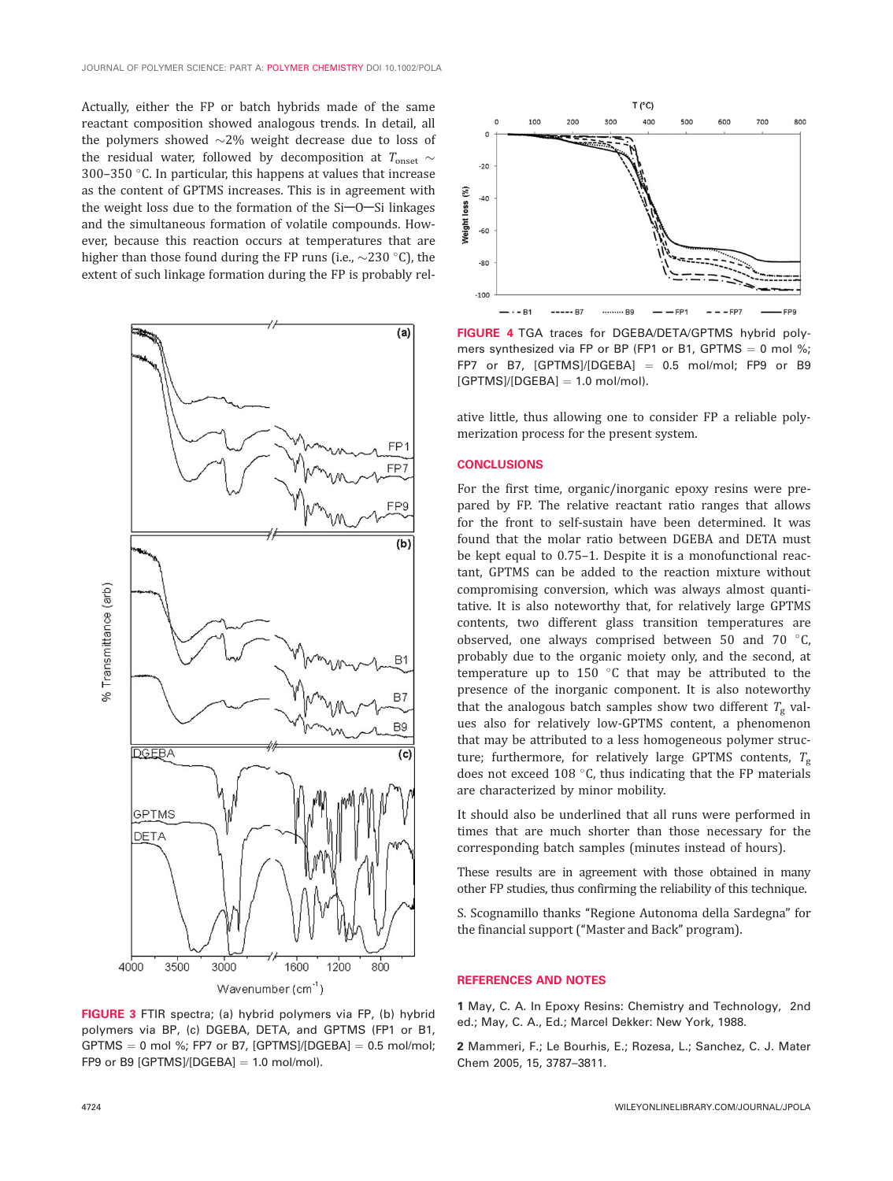Actually, either the FP or batch hybrids made of the same reactant composition showed analogous trends. In detail, all the polymers showed ~2% weight decrease due to loss of the residual water, followed by decomposition at $T_{onset} \sim$ 300–350 °C. In particular, this happens at values that increase as the content of GPTMS increases. This is in agreement with the weight loss due to the formation of the Si—O—Si linkages and the simultaneous formation of volatile compounds. However, because this reaction occurs at temperatures that are higher than those found during the FP runs (i.e., ~230 °C), the extent of such linkage formation during the FP is probably relative little, thus allowing one to consider FP a reliable polymerization process for the present system.

**FIGURE 3** FTIR spectra; (a) hybrid polymers via FP, (b) hybrid polymers via BP, (c) DGEBA, DETA, and GPTMS (FP1 or B1, GPTMS = 0 mol %; FP7 or B7, [GPTMS]/[DGEBA] = 0.5 mol/mol; FP9 or B9 [GPTMS]/[DGEBA] = 1.0 mol/mol).

**FIGURE 4** TGA traces for DGEBA/DETA/GPTMS hybrid polymers synthesized via FP or BP (FP1 or B1, GPTMS = 0 mol %; FP7 or B7, [GPTMS]/[DGEBA] = 0.5 mol/mol; FP9 or B9 [GPTMS]/[DGEBA] = 1.0 mol/mol).

## CONCLUSIONS

For the first time, organic/inorganic epoxy resins were prepared by FP. The relative reactant ratio ranges that allows for the front to self-sustain have been determined. It was found that the molar ratio between DGEBA and DETA must be kept equal to 0.75–1. Despite it is a monofunctional reactant, GPTMS can be added to the reaction mixture without compromising conversion, which was always almost quantitative. It is also noteworthy that, for relatively large GPTMS contents, two different glass transition temperatures are observed, one always comprised between 50 and 70 °C, probably due to the organic moiety only, and the second, at temperature up to 150 °C that may be attributed to the presence of the inorganic component. It is also noteworthy that the analogous batch samples show two different $T_g$ values also for relatively low-GPTMS content, a phenomenon that may be attributed to a less homogeneous polymer structure; furthermore, for relatively large GPTMS contents, $T_g$ does not exceed 108 °C, thus indicating that the FP materials are characterized by minor mobility.

It should also be underlined that all runs were performed in times that are much shorter than those necessary for the corresponding batch samples (minutes instead of hours).

These results are in agreement with those obtained in many other FP studies, thus confirming the reliability of this technique.

S. Scognamillo thanks "Regione Autonoma della Sardegna" for the financial support ("Master and Back" program).

## REFERENCES AND NOTES

1 May, C. A. In Epoxy Resins: Chemistry and Technology, 2nd ed.; May, C. A., Ed.; Marcel Dekker: New York, 1988.

2 Mammeri, F.; Le Bourhis, E.; Rozesa, L.; Sanchez, C. J. Mater Chem 2005, 15, 3787–3811.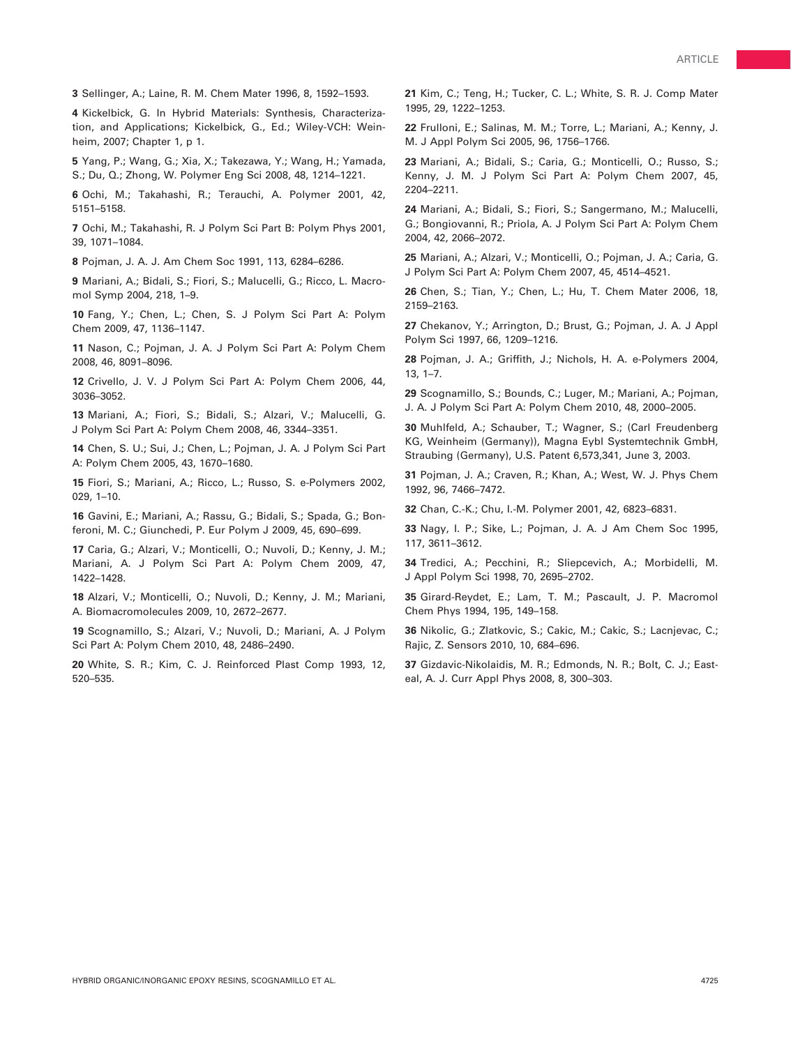3 Sellinger, A.; Laine, R. M. Chem Mater 1996, 8, 1592–1593.

4 Kickelbick, G. In Hybrid Materials: Synthesis, Characterization, and Applications; Kickelbick, G., Ed.; Wiley-VCH: Weinheim, 2007; Chapter 1, p 1.

5 Yang, P.; Wang, G.; Xia, X.; Takezawa, Y.; Wang, H.; Yamada, S.; Du, Q.; Zhong, W. Polymer Eng Sci 2008, 48, 1214–1221.

6 Ochi, M.; Takahashi, R.; Terauchi, A. Polymer 2001, 42, 5151–5158.

7 Ochi, M.; Takahashi, R. J Polym Sci Part B: Polym Phys 2001, 39, 1071–1084.

8 Pojman, J. A. J. Am Chem Soc 1991, 113, 6284–6286.

9 Mariani, A.; Bidali, S.; Fiori, S.; Malucelli, G.; Ricco, L. Macromol Symp 2004, 218, 1–9.

10 Fang, Y.; Chen, L.; Chen, S. J Polym Sci Part A: Polym Chem 2009, 47, 1136–1147.

11 Nason, C.; Pojman, J. A. J Polym Sci Part A: Polym Chem 2008, 46, 8091–8096.

12 Crivello, J. V. J Polym Sci Part A: Polym Chem 2006, 44, 3036–3052.

13 Mariani, A.; Fiori, S.; Bidali, S.; Alzari, V.; Malucelli, G. J Polym Sci Part A: Polym Chem 2008, 46, 3344–3351.

14 Chen, S. U.; Sui, J.; Chen, L.; Pojman, J. A. J Polym Sci Part A: Polym Chem 2005, 43, 1670–1680.

15 Fiori, S.; Mariani, A.; Ricco, L.; Russo, S. e-Polymers 2002, 029, 1–10.

16 Gavini, E.; Mariani, A.; Rassu, G.; Bidali, S.; Spada, G.; Bonferoni, M. C.; Giunchedi, P. Eur Polym J 2009, 45, 690–699.

17 Caria, G.; Alzari, V.; Monticelli, O.; Nuvoli, D.; Kenny, J. M.; Mariani, A. J Polym Sci Part A: Polym Chem 2009, 47, 1422–1428.

18 Alzari, V.; Monticelli, O.; Nuvoli, D.; Kenny, J. M.; Mariani, A. Biomacromolecules 2009, 10, 2672–2677.

19 Scognamillo, S.; Alzari, V.; Nuvoli, D.; Mariani, A. J Polym Sci Part A: Polym Chem 2010, 48, 2486–2490.

20 White, S. R.; Kim, C. J. Reinforced Plast Comp 1993, 12, 520–535.

21 Kim, C.; Teng, H.; Tucker, C. L.; White, S. R. J. Comp Mater 1995, 29, 1222–1253.

22 Frulloni, E.; Salinas, M. M.; Torre, L.; Mariani, A.; Kenny, J. M. J Appl Polym Sci 2005, 96, 1756–1766.

23 Mariani, A.; Bidali, S.; Caria, G.; Monticelli, O.; Russo, S.; Kenny, J. M. J Polym Sci Part A: Polym Chem 2007, 45, 2204–2211.

24 Mariani, A.; Bidali, S.; Fiori, S.; Sangermano, M.; Malucelli, G.; Bongiovanni, R.; Priola, A. J Polym Sci Part A: Polym Chem 2004, 42, 2066–2072.

25 Mariani, A.; Alzari, V.; Monticelli, O.; Pojman, J. A.; Caria, G. J Polym Sci Part A: Polym Chem 2007, 45, 4514–4521.

26 Chen, S.; Tian, Y.; Chen, L.; Hu, T. Chem Mater 2006, 18, 2159–2163.

27 Chekanov, Y.; Arrington, D.; Brust, G.; Pojman, J. A. J Appl Polym Sci 1997, 66, 1209–1216.

28 Pojman, J. A.; Griffith, J.; Nichols, H. A. e-Polymers 2004, 13, 1–7.

29 Scognamillo, S.; Bounds, C.; Luger, M.; Mariani, A.; Pojman, J. A. J Polym Sci Part A: Polym Chem 2010, 48, 2000–2005.

30 Muhlfeld, A.; Schauber, T.; Wagner, S.; (Carl Freudenberg KG, Weinheim (Germany)), Magna Eybl Systemtechnik GmbH, Straubing (Germany), U.S. Patent 6,573,341, June 3, 2003.

31 Pojman, J. A.; Craven, R.; Khan, A.; West, W. J. Phys Chem 1992, 96, 7466–7472.

32 Chan, C.-K.; Chu, I.-M. Polymer 2001, 42, 6823–6831.

33 Nagy, I. P.; Sike, L.; Pojman, J. A. J Am Chem Soc 1995, 117, 3611–3612.

34 Tredici, A.; Pecchini, R.; Sliepcevich, A.; Morbidelli, M. J Appl Polym Sci 1998, 70, 2695–2702.

35 Girard-Reydet, E.; Lam, T. M.; Pascault, J. P. Macromol Chem Phys 1994, 195, 149–158.

36 Nikolic, G.; Zlatkovic, S.; Cakic, M.; Cakic, S.; Lacnjevac, C.; Rajic, Z. Sensors 2010, 10, 684–696.

37 Gizdavic-Nikolaidis, M. R.; Edmonds, N. R.; Bolt, C. J.; Easteal, A. J. Curr Appl Phys 2008, 8, 300–303.